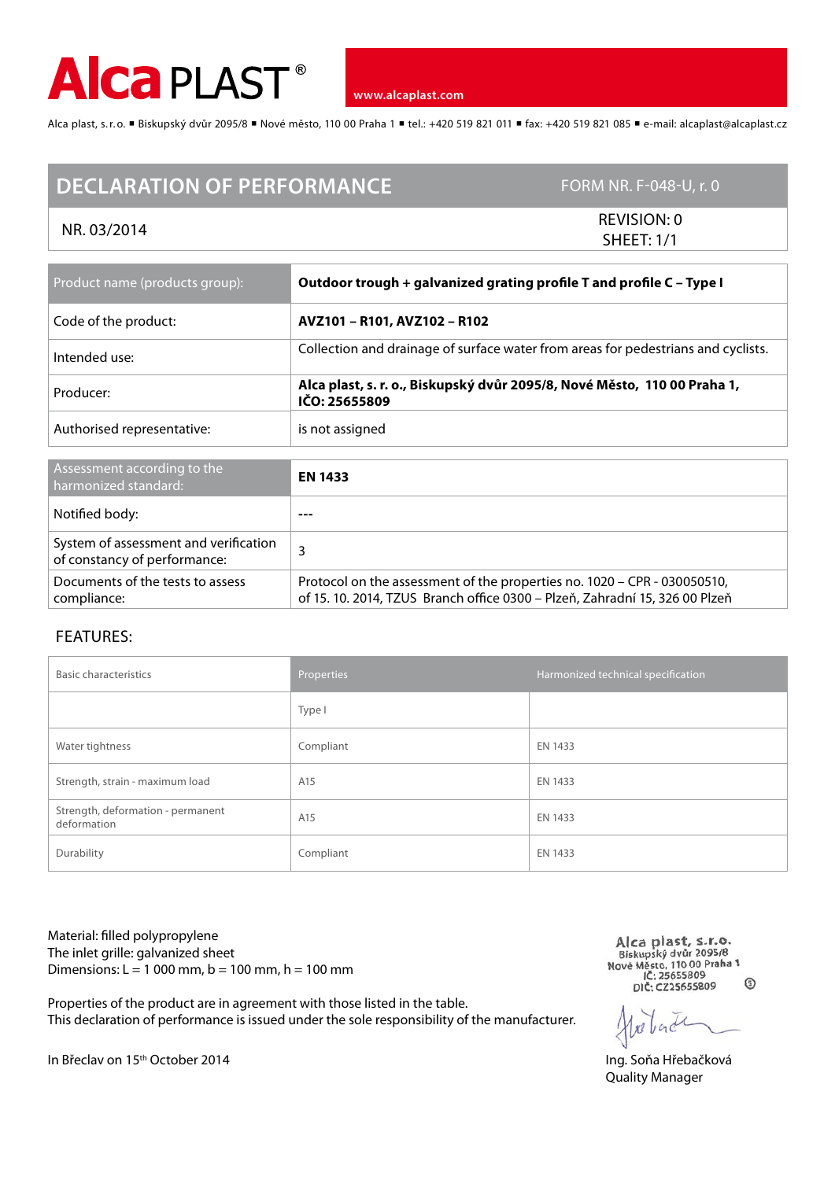# Alca PLAST®

www.alcaplast.com

Alca plast, s. r. o. ▪ Biskupský dvůr 2095/8 ▪ Nové město, 110 00 Praha 1 ▪ tel.: +420 519 821 011 ▪ fax: +420 519 821 085 ▪ e-mail: alcaplast@alcaplast.cz

## DECLARATION OF PERFORMANCE

FORM NR. F-048-U, r. 0

NR. 03/2014

REVISION: 0
SHEET: 1/1

| Product name (products group): | **Outdoor trough + galvanized grating profile T and profile C – Type I** |
|---|---|
| Code of the product: | **AVZ101 – R101, AVZ102 – R102** |
| Intended use: | Collection and drainage of surface water from areas for pedestrians and cyclists. |
| Producer: | **Alca plast, s. r. o., Biskupský dvůr 2095/8, Nové Město, 110 00 Praha 1, IČO: 25655809** |
| Authorised representative: | is not assigned |

| Assessment according to the harmonized standard: | **EN 1433** |
|---|---|
| Notified body: | --- |
| System of assessment and verification of constancy of performance: | 3 |
| Documents of the tests to assess compliance: | Protocol on the assessment of the properties no. 1020 – CPR - 030050510, of 15. 10. 2014, TZUS Branch office 0300 – Plzeň, Zahradní 15, 326 00 Plzeň |

## FEATURES:

| Basic characteristics | Properties | Harmonized technical specification |
|---|---|---|
| | Type I | |
| Water tightness | Compliant | EN 1433 |
| Strength, strain - maximum load | A15 | EN 1433 |
| Strength, deformation - permanent deformation | A15 | EN 1433 |
| Durability | Compliant | EN 1433 |

Material: filled polypropylene
The inlet grille: galvanized sheet
Dimensions: L = 1 000 mm, b = 100 mm, h = 100 mm

Properties of the product are in agreement with those listed in the table.
This declaration of performance is issued under the sole responsibility of the manufacturer.

In Břeclav on 15th October 2014

Alca plast, s.r.o.
Biskupský dvůr 2095/8
Nové Město, 110 00 Praha 1
IČ: 25655809
DIČ: CZ25655809

Ing. Soňa Hřebačková
Quality Manager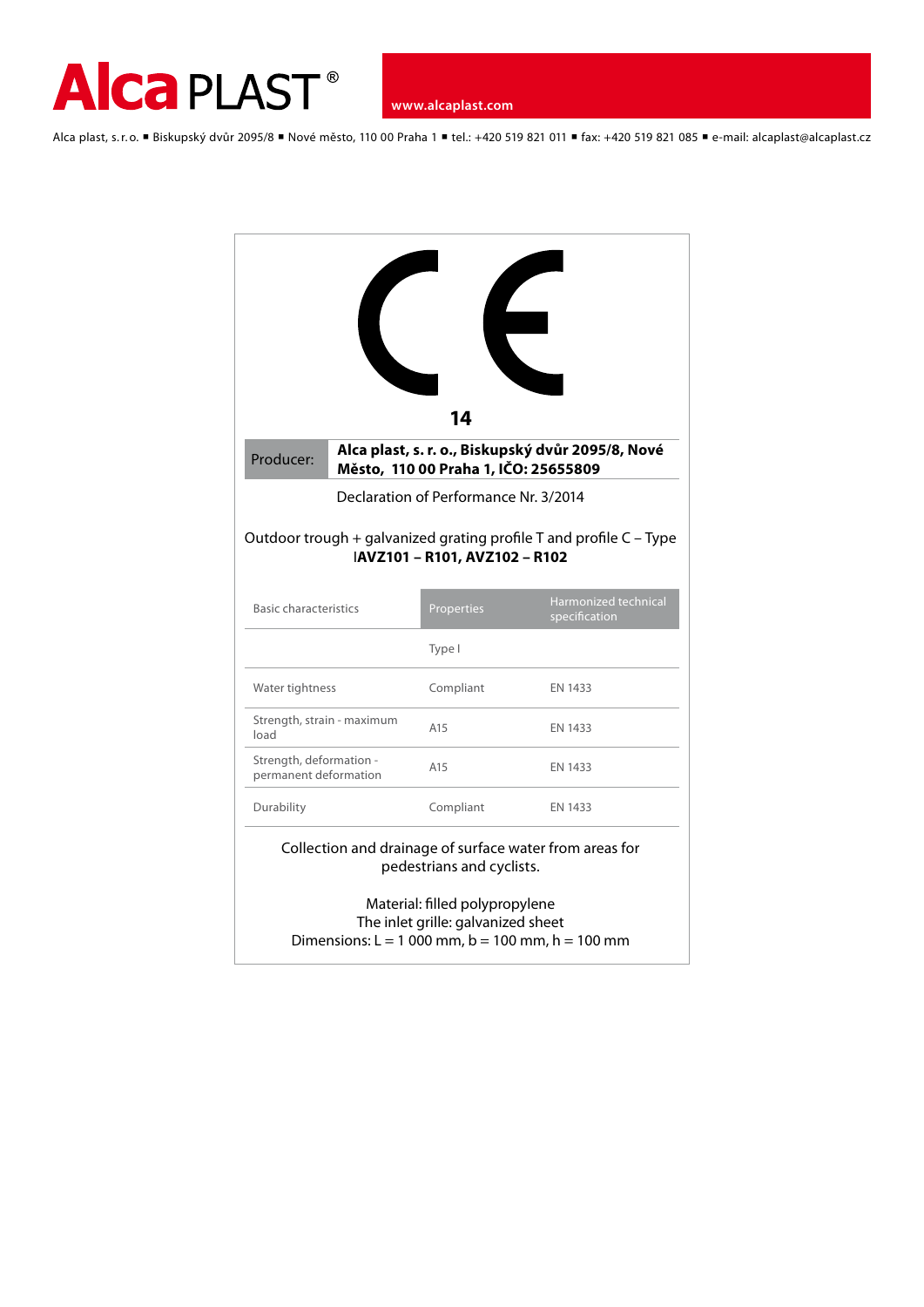Alca PLAST®

www.alcaplast.com

Alca plast, s. r. o. ■ Biskupský dvůr 2095/8 ■ Nové město, 110 00 Praha 1 ■ tel.: +420 519 821 011 ■ fax: +420 519 821 085 ■ e-mail: alcaplast@alcaplast.cz

CE

**14**

| | |
|---|---|
| Producer: | **Alca plast, s. r. o., Biskupský dvůr 2095/8, Nové Město, 110 00 Praha 1, IČO: 25655809** |

Declaration of Performance Nr. 3/2014

Outdoor trough + galvanized grating profile T and profile C – Type I**AVZ101 – R101, AVZ102 – R102**

| Basic characteristics | Properties | Harmonized technical specification |
|---|---|---|
| | Type I | |
| Water tightness | Compliant | EN 1433 |
| Strength, strain - maximum load | A15 | EN 1433 |
| Strength, deformation - permanent deformation | A15 | EN 1433 |
| Durability | Compliant | EN 1433 |

Collection and drainage of surface water from areas for pedestrians and cyclists.

Material: filled polypropylene
The inlet grille: galvanized sheet
Dimensions: L = 1 000 mm, b = 100 mm, h = 100 mm